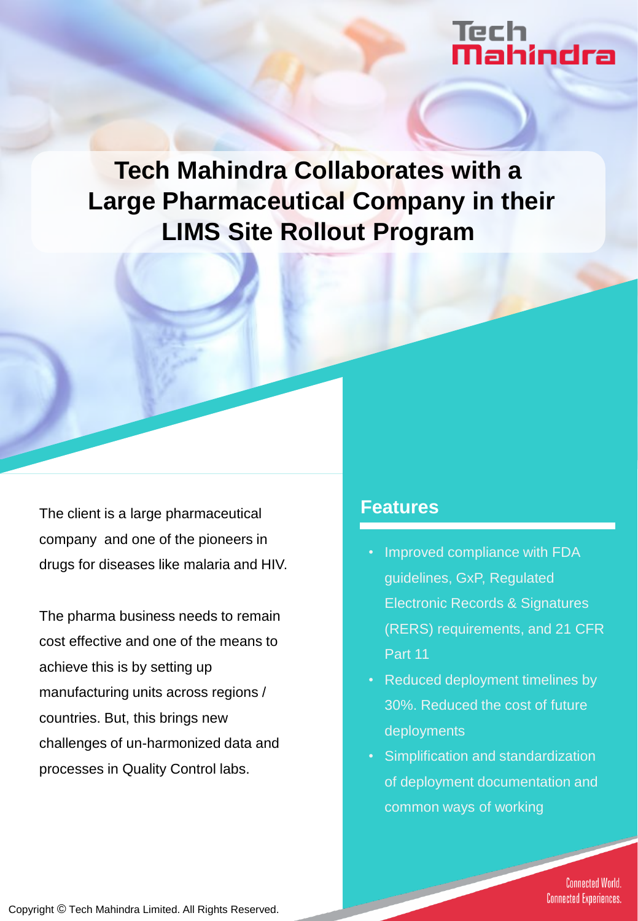# Tech Mahindra Collaborates with a Large Pharmaceutical Company in their LIMS Site Rollout Program

The client is a large pharmaceutical company and one of the pioneers in drugs for diseases like malaria and HIV.

The pharma business needs to remain cost effective and one of the means to achieve this is by setting up manufacturing units across regions / countries. But, this brings new challenges of un-harmonized data and processes in Quality Control labs.

## Features

- Improved compliance with FDA guidelines, GxP, Regulated Electronic Records & Signatures (RERS) requirements, and 21 CFR Part 11
- Reduced deployment timelines by 30%. Reduced the cost of future deployments
- Simplification and standardization of deployment documentation and common ways of working

Connected World. Connected Experiences.

Copyright © Tech Mahindra Limited. All Rights Reserved.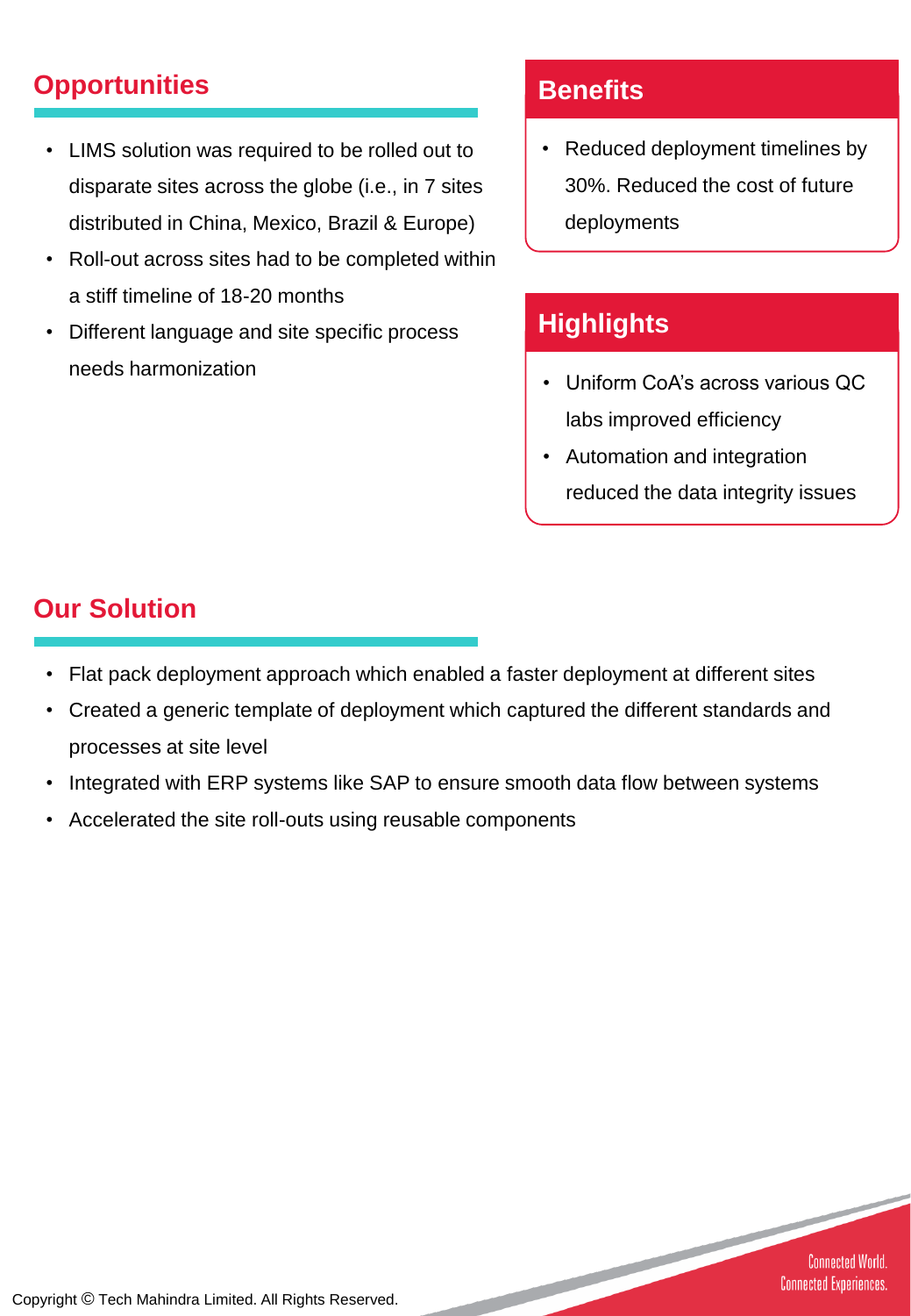## Opportunities

- LIMS solution was required to be rolled out to disparate sites across the globe (i.e., in 7 sites distributed in China, Mexico, Brazil & Europe)
- Roll-out across sites had to be completed within a stiff timeline of 18-20 months
- Different language and site specific process needs harmonization

## Benefits

- Reduced deployment timelines by 30%. Reduced the cost of future deployments

## Highlights

- Uniform CoA's across various QC labs improved efficiency
- Automation and integration reduced the data integrity issues

## Our Solution

- Flat pack deployment approach which enabled a faster deployment at different sites
- Created a generic template of deployment which captured the different standards and processes at site level
- Integrated with ERP systems like SAP to ensure smooth data flow between systems
- Accelerated the site roll-outs using reusable components

Copyright © Tech Mahindra Limited. All Rights Reserved.

Connected World. Connected Experiences.